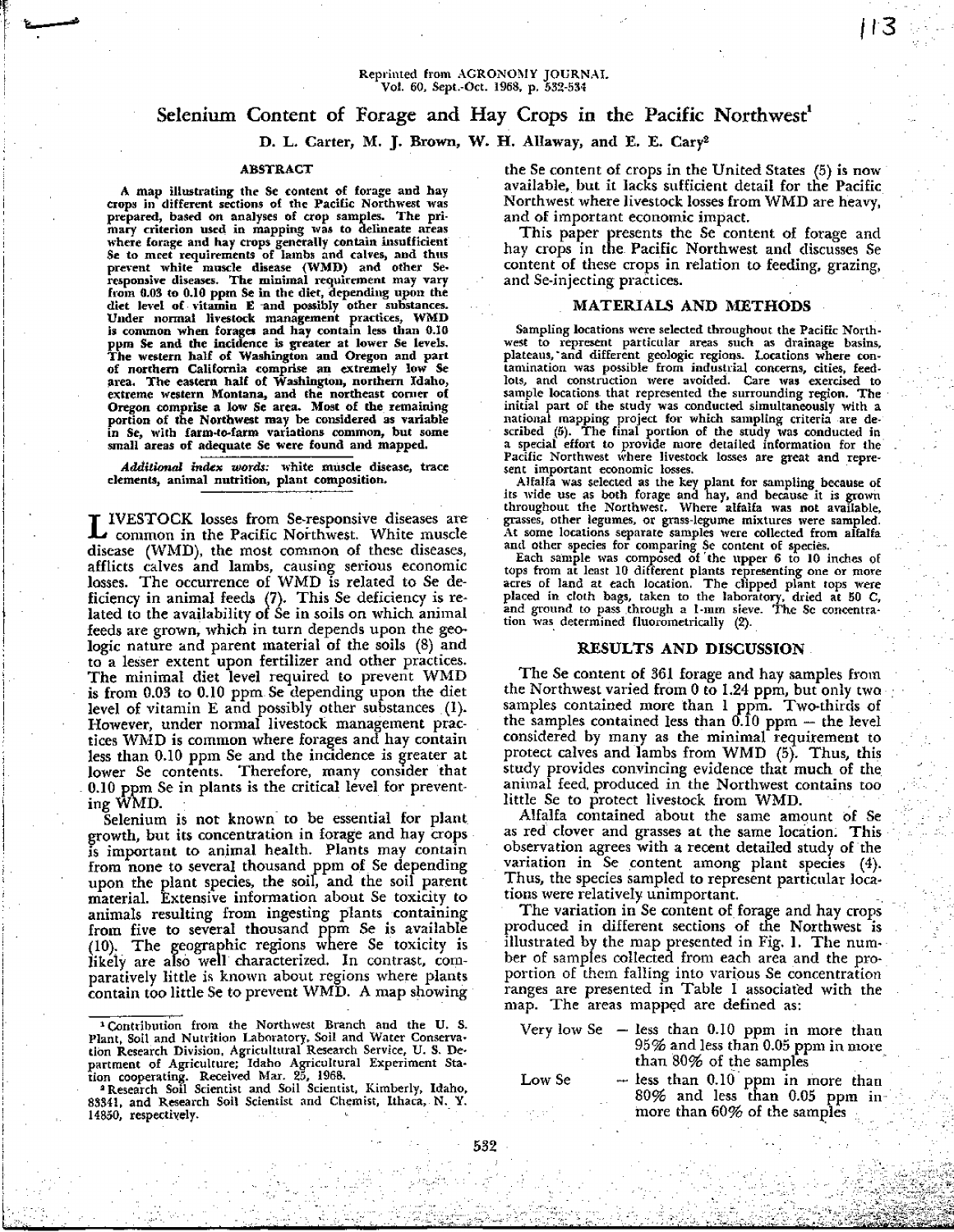Reprinted from AGRONOMY JOURNAL
Vol. 60, Sept.-Oct. 1968, p. 532-534

# Selenium Content of Forage and Hay Crops in the Pacific Northwest[1]

D. L. Carter, M. J. Brown, W. H. Allaway, and E. E. Cary[2]

## ABSTRACT

A map illustrating the Se content of forage and hay crops in different sections of the Pacific Northwest was prepared, based on analyses of crop samples. The primary criterion used in mapping was to delineate areas where forage and hay crops generally contain insufficient Se to meet requirements of lambs and calves, and thus prevent white muscle disease (WMD) and other Se-responsive diseases. The minimal requirement may vary from 0.03 to 0.10 ppm Se in the diet, depending upon the diet level of vitamin E and possibly other substances. Under normal livestock management practices, WMD is common when forages and hay contain less than 0.10 ppm Se and the incidence is greater at lower Se levels. The western half of Washington and Oregon and part of northern California comprise an extremely low Se area. The eastern half of Washington, northern Idaho, extreme western Montana, and the northeast corner of Oregon comprise a low Se area. Most of the remaining portion of the Northwest may be considered as variable in Se, with farm-to-farm variations common, but some small areas of adequate Se were found and mapped.

*Additional index words:* white muscle disease, trace elements, animal nutrition, plant composition.

LIVESTOCK losses from Se-responsive diseases are common in the Pacific Northwest. White muscle disease (WMD), the most common of these diseases, afflicts calves and lambs, causing serious economic losses. The occurrence of WMD is related to Se deficiency in animal feeds (7). This Se deficiency is related to the availability of Se in soils on which animal feeds are grown, which in turn depends upon the geologic nature and parent material of the soils (8) and to a lesser extent upon fertilizer and other practices. The minimal diet level required to prevent WMD is from 0.03 to 0.10 ppm Se depending upon the diet level of vitamin E and possibly other substances (1). However, under normal livestock management practices WMD is common where forages and hay contain less than 0.10 ppm Se and the incidence is greater at lower Se contents. Therefore, many consider that 0.10 ppm Se in plants is the critical level for preventing WMD.

Selenium is not known to be essential for plant growth, but its concentration in forage and hay crops is important to animal health. Plants may contain from none to several thousand ppm of Se depending upon the plant species, the soil, and the soil parent material. Extensive information about Se toxicity to animals resulting from ingesting plants containing from five to several thousand ppm Se is available (10). The geographic regions where Se toxicity is likely are also well characterized. In contrast, comparatively little is known about regions where plants contain too little Se to prevent WMD. A map showing the Se content of crops in the United States (5) is now available, but it lacks sufficient detail for the Pacific Northwest where livestock losses from WMD are heavy, and of important economic impact.

This paper presents the Se content of forage and hay crops in the Pacific Northwest and discusses Se content of these crops in relation to feeding, grazing, and Se-injecting practices.

[1] Contribution from the Northwest Branch and the U. S. Plant, Soil and Nutrition Laboratory, Soil and Water Conservation Research Division, Agricultural Research Service, U. S. Department of Agriculture; Idaho Agricultural Experiment Station cooperating. Received Mar. 25, 1968.

[2] Research Soil Scientist and Soil Scientist, Kimberly, Idaho, 83341, and Research Soil Scientist and Chemist, Ithaca, N. Y. 14850, respectively.

## MATERIALS AND METHODS

Sampling locations were selected throughout the Pacific Northwest to represent particular areas such as drainage basins, plateaus, and different geologic regions. Locations where contamination was possible from industrial concerns, cities, feedlots, and construction were avoided. Care was exercised to sample locations that represented the surrounding region. The initial part of the study was conducted simultaneously with a national mapping project for which sampling criteria are described (5). The final portion of the study was conducted in a special effort to provide more detailed information for the Pacific Northwest where livestock losses are great and represent important economic losses.

Alfalfa was selected as the key plant for sampling because of its wide use as both forage and hay, and because it is grown throughout the Northwest. Where alfalfa was not available, grasses, other legumes, or grass-legume mixtures were sampled. At some locations separate samples were collected from alfalfa and other species for comparing Se content of species.

Each sample was composed of the upper 6 to 10 inches of tops from at least 10 different plants representing one or more acres of land at each location. The clipped plant tops were placed in cloth bags, taken to the laboratory, dried at 50 C, and ground to pass through a 1-mm sieve. The Se concentration was determined fluorometrically (2).

## RESULTS AND DISCUSSION

The Se content of 361 forage and hay samples from the Northwest varied from 0 to 1.24 ppm, but only two samples contained more than 1 ppm. Two-thirds of the samples contained less than 0.10 ppm — the level considered by many as the minimal requirement to protect calves and lambs from WMD (5). Thus, this study provides convincing evidence that much of the animal feed produced in the Northwest contains too little Se to protect livestock from WMD.

Alfalfa contained about the same amount of Se as red clover and grasses at the same location. This observation agrees with a recent detailed study of the variation in Se content among plant species (4). Thus, the species sampled to represent particular locations were relatively unimportant.

The variation in Se content of forage and hay crops produced in different sections of the Northwest is illustrated by the map presented in Fig. 1. The number of samples collected from each area and the proportion of them falling into various Se concentration ranges are presented in Table 1 associated with the map. The areas mapped are defined as:

- Very low Se — less than 0.10 ppm in more than 95% and less than 0.05 ppm in more than 80% of the samples
- Low Se — less than 0.10 ppm in more than 80% and less than 0.05 ppm in more than 60% of the samples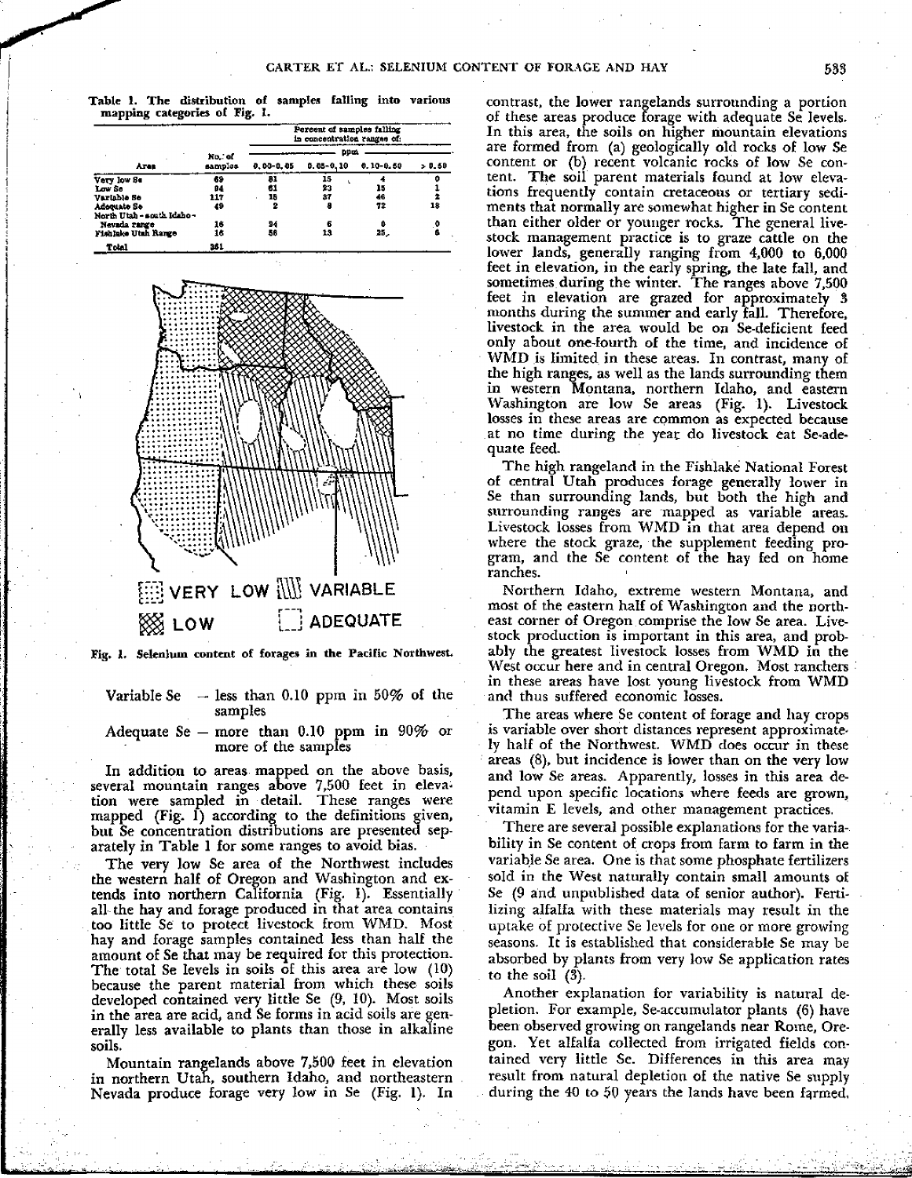Table 1. The distribution of samples falling into various mapping categories of Fig. 1.

| Area | No. of samples | Percent of samples falling in concentration ranges of: ppm 0.00–0.05 | 0.05–0.10 | 0.10–0.50 | > 0.50 |
|---|---|---|---|---|---|
| Very low Se | 69 | 81 | 15 | 4 | 0 |
| Low Se | 94 | 61 | 23 | 15 | 1 |
| Variable Se | 117 | 15 | 37 | 46 | 2 |
| Adequate Se | 49 | 2 | 8 | 72 | 18 |
| North Utah - south Idaho - Nevada range | 16 | 94 | 6 | 0 | 0 |
| Fishlake Utah Range | 16 | 56 | 13 | 25 | 6 |
| Total | 361 | | | | |

VERY LOW · VARIABLE · LOW · ADEQUATE

Fig. 1. Selenium content of forages in the Pacific Northwest.

Variable Se — less than 0.10 ppm in 50% of the samples

Adequate Se — more than 0.10 ppm in 90% or more of the samples

In addition to areas mapped on the above basis, several mountain ranges above 7,500 feet in elevation were sampled in detail. These ranges were mapped (Fig. 1) according to the definitions given, but Se concentration distributions are presented separately in Table 1 for some ranges to avoid bias.

The very low Se area of the Northwest includes the western half of Oregon and Washington and extends into northern California (Fig. 1). Essentially all the hay and forage produced in that area contains too little Se to protect livestock from WMD. Most hay and forage samples contained less than half the amount of Se that may be required for this protection. The total Se levels in soils of this area are low (10) because the parent material from which these soils developed contained very little Se (9, 10). Most soils in the area are acid, and Se forms in acid soils are generally less available to plants than those in alkaline soils.

Mountain rangelands above 7,500 feet in elevation in northern Utah, southern Idaho, and northeastern Nevada produce forage very low in Se (Fig. 1). In contrast, the lower rangelands surrounding a portion of these areas produce forage with adequate Se levels. In this area, the soils on higher mountain elevations are formed from (a) geologically old rocks of low Se content or (b) recent volcanic rocks of low Se content. The soil parent materials found at low elevations frequently contain cretaceous or tertiary sediments that normally are somewhat higher in Se content than either older or younger rocks. The general livestock management practice is to graze cattle on the lower lands, generally ranging from 4,000 to 6,000 feet in elevation, in the early spring, the late fall, and sometimes during the winter. The ranges above 7,500 feet in elevation are grazed for approximately 3 months during the summer and early fall. Therefore, livestock in the area would be on Se-deficient feed only about one-fourth of the time, and incidence of WMD is limited in these areas. In contrast, many of the high ranges, as well as the lands surrounding them in western Montana, northern Idaho, and eastern Washington are low Se areas (Fig. 1). Livestock losses in these areas are common as expected because at no time during the year do livestock eat Se-adequate feed.

The high rangeland in the Fishlake National Forest of central Utah produces forage generally lower in Se than surrounding lands, but both the high and surrounding ranges are mapped as variable areas. Livestock losses from WMD in that area depend on where the stock graze, the supplement feeding program, and the Se content of the hay fed on home ranches.

Northern Idaho, extreme western Montana, and most of the eastern half of Washington and the northeast corner of Oregon comprise the low Se area. Livestock production is important in this area, and probably the greatest livestock losses from WMD in the West occur here and in central Oregon. Most ranchers in these areas have lost young livestock from WMD and thus suffered economic losses.

The areas where Se content of forage and hay crops is variable over short distances represent approximately half of the Northwest. WMD does occur in these areas (8), but incidence is lower than on the very low and low Se areas. Apparently, losses in this area depend upon specific locations where feeds are grown, vitamin E levels, and other management practices.

There are several possible explanations for the variability in Se content of crops from farm to farm in the variable Se area. One is that some phosphate fertilizers sold in the West naturally contain small amounts of Se (9 and unpublished data of senior author). Fertilizing alfalfa with these materials may result in the uptake of protective Se levels for one or more growing seasons. It is established that considerable Se may be absorbed by plants from very low Se application rates to the soil (3).

Another explanation for variability is natural depletion. For example, Se-accumulator plants (6) have been observed growing on rangelands near Rome, Oregon. Yet alfalfa collected from irrigated fields contained very little Se. Differences in this area may result from natural depletion of the native Se supply during the 40 to 50 years the lands have been farmed.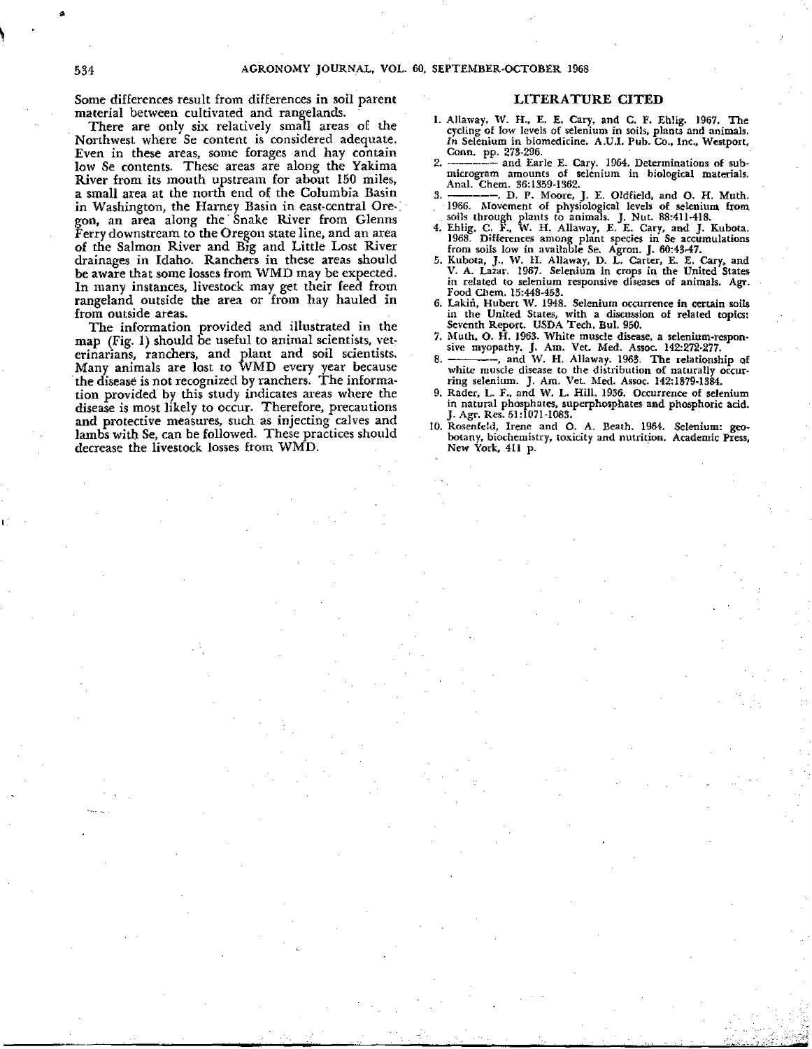Some differences result from differences in soil parent material between cultivated and rangelands.

There are only six relatively small areas of the Northwest where Se content is considered adequate. Even in these areas, some forages and hay contain low Se contents. These areas are along the Yakima River from its mouth upstream for about 150 miles, a small area at the north end of the Columbia Basin in Washington, the Harney Basin in east-central Oregon, an area along the Snake River from Glenns Ferry downstream to the Oregon state line, and an area of the Salmon River and Big and Little Lost River drainages in Idaho. Ranchers in these areas should be aware that some losses from WMD may be expected. In many instances, livestock may get their feed from rangeland outside the area or from hay hauled in from outside areas.

The information provided and illustrated in the map (Fig. 1) should be useful to animal scientists, veterinarians, ranchers, and plant and soil scientists. Many animals are lost to WMD every year because the disease is not recognized by ranchers. The information provided by this study indicates areas where the disease is most likely to occur. Therefore, precautions and protective measures, such as injecting calves and lambs with Se, can be followed. These practices should decrease the livestock losses from WMD.

## LITERATURE CITED

1. Allaway, W. H., E. E. Cary, and C. F. Ehlig. 1967. The cycling of low levels of selenium in soils, plants and animals. *In* Selenium in biomedicine. A.U.I. Pub. Co., Inc., Westport, Conn. pp. 273-296.
2. ———— and Earle E. Cary. 1964. Determinations of submicrogram amounts of selenium in biological materials. Anal. Chem. 36:1359-1362.
3. ————, D. P. Moore, J. E. Oldfield, and O. H. Muth. 1966. Movement of physiological levels of selenium from soils through plants to animals. J. Nut. 88:411-418.
4. Ehlig, C. F., W. H. Allaway, E. E. Cary, and J. Kubota. 1968. Differences among plant species in Se accumulations from soils low in available Se. Agron. J. 60:43-47.
5. Kubota, J., W. H. Allaway, D. L. Carter, E. E. Cary, and V. A. Lazar. 1967. Selenium in crops in the United States in related to selenium responsive diseases of animals. Agr. Food Chem. 15:448-453.
6. Lakin, Hubert W. 1948. Selenium occurrence in certain soils in the United States, with a discussion of related topics: Seventh Report. USDA Tech. Bul. 950.
7. Muth, O. H. 1963. White muscle disease, a selenium-responsive myopathy. J. Am. Vet. Med. Assoc. 142:272-277.
8. ————, and W. H. Allaway. 1963. The relationship of white muscle disease to the distribution of naturally occurring selenium. J. Am. Vet. Med. Assoc. 142:1379-1384.
9. Rader, L. F., and W. L. Hill. 1936. Occurrence of selenium in natural phosphates, superphosphates and phosphoric acid. J. Agr. Res. 51:1071-1083.
10. Rosenfeld, Irene and O. A. Beath. 1964. Selenium: geobotany, biochemistry, toxicity and nutrition. Academic Press, New York, 411 p.